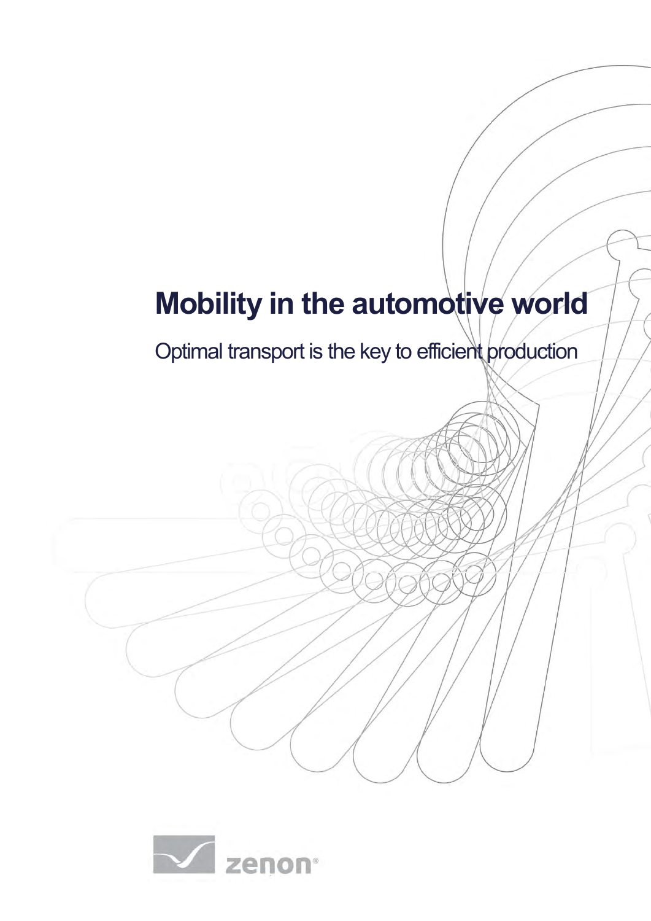# Mobility in the automotive world

Optimal transport is the key to efficient production

zenon®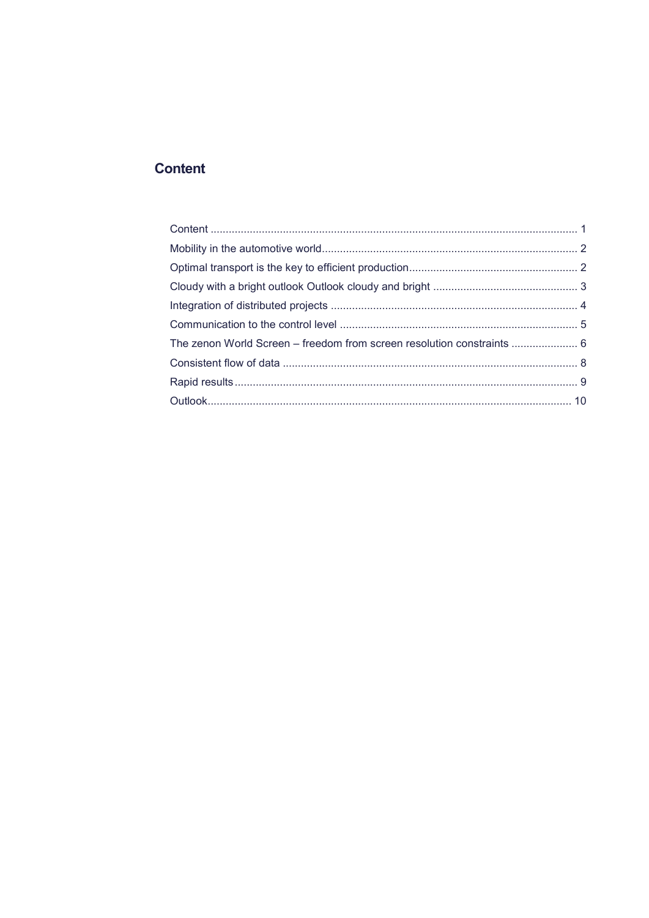## Content

Content ........................................................................................................................ 1
Mobility in the automotive world.................................................................................... 2
Optimal transport is the key to efficient production........................................................ 2
Cloudy with a bright outlook Outlook cloudy and bright ................................................ 3
Integration of distributed projects ................................................................................. 4
Communication to the control level .............................................................................. 5
The zenon World Screen – freedom from screen resolution constraints ...................... 6
Consistent flow of data ................................................................................................. 8
Rapid results................................................................................................................. 9
Outlook........................................................................................................................ 10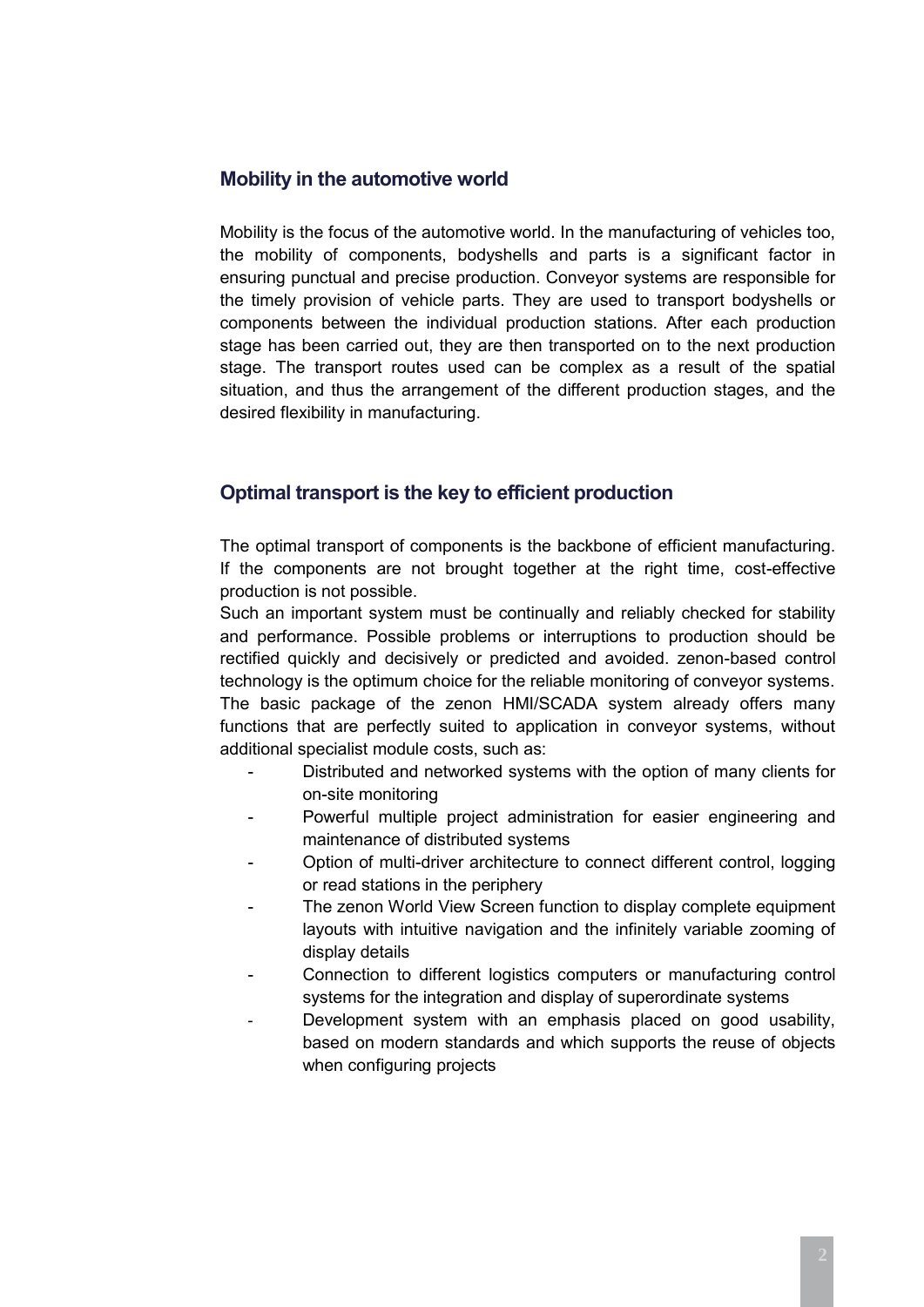## Mobility in the automotive world

Mobility is the focus of the automotive world. In the manufacturing of vehicles too, the mobility of components, bodyshells and parts is a significant factor in ensuring punctual and precise production. Conveyor systems are responsible for the timely provision of vehicle parts. They are used to transport bodyshells or components between the individual production stations. After each production stage has been carried out, they are then transported on to the next production stage. The transport routes used can be complex as a result of the spatial situation, and thus the arrangement of the different production stages, and the desired flexibility in manufacturing.

## Optimal transport is the key to efficient production

The optimal transport of components is the backbone of efficient manufacturing. If the components are not brought together at the right time, cost-effective production is not possible.
Such an important system must be continually and reliably checked for stability and performance. Possible problems or interruptions to production should be rectified quickly and decisively or predicted and avoided. zenon-based control technology is the optimum choice for the reliable monitoring of conveyor systems. The basic package of the zenon HMI/SCADA system already offers many functions that are perfectly suited to application in conveyor systems, without additional specialist module costs, such as:

- Distributed and networked systems with the option of many clients for on-site monitoring
- Powerful multiple project administration for easier engineering and maintenance of distributed systems
- Option of multi-driver architecture to connect different control, logging or read stations in the periphery
- The zenon World View Screen function to display complete equipment layouts with intuitive navigation and the infinitely variable zooming of display details
- Connection to different logistics computers or manufacturing control systems for the integration and display of superordinate systems
- Development system with an emphasis placed on good usability, based on modern standards and which supports the reuse of objects when configuring projects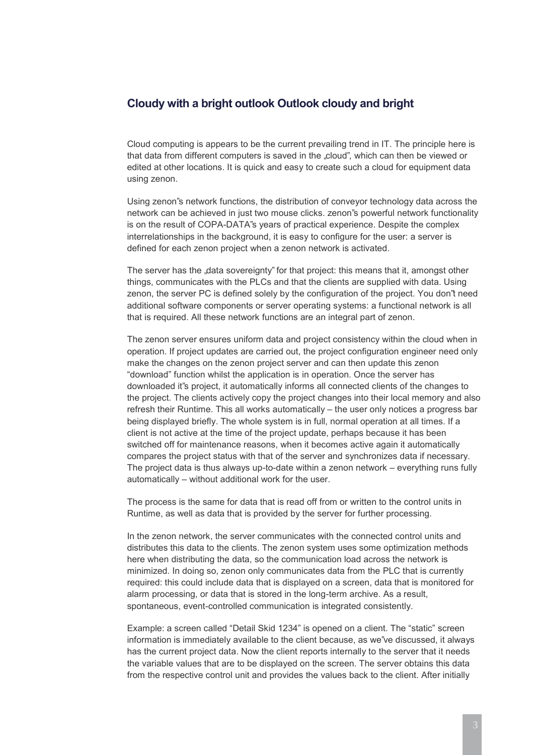## Cloudy with a bright outlook Outlook cloudy and bright

Cloud computing is appears to be the current prevailing trend in IT. The principle here is that data from different computers is saved in the „cloud", which can then be viewed or edited at other locations. It is quick and easy to create such a cloud for equipment data using zenon.

Using zenon"s network functions, the distribution of conveyor technology data across the network can be achieved in just two mouse clicks. zenon"s powerful network functionality is on the result of COPA-DATA"s years of practical experience. Despite the complex interrelationships in the background, it is easy to configure for the user: a server is defined for each zenon project when a zenon network is activated.

The server has the „data sovereignty" for that project: this means that it, amongst other things, communicates with the PLCs and that the clients are supplied with data. Using zenon, the server PC is defined solely by the configuration of the project. You don"t need additional software components or server operating systems: a functional network is all that is required. All these network functions are an integral part of zenon.

The zenon server ensures uniform data and project consistency within the cloud when in operation. If project updates are carried out, the project configuration engineer need only make the changes on the zenon project server and can then update this zenon "download" function whilst the application is in operation. Once the server has downloaded it"s project, it automatically informs all connected clients of the changes to the project. The clients actively copy the project changes into their local memory and also refresh their Runtime. This all works automatically – the user only notices a progress bar being displayed briefly. The whole system is in full, normal operation at all times. If a client is not active at the time of the project update, perhaps because it has been switched off for maintenance reasons, when it becomes active again it automatically compares the project status with that of the server and synchronizes data if necessary. The project data is thus always up-to-date within a zenon network – everything runs fully automatically – without additional work for the user.

The process is the same for data that is read off from or written to the control units in Runtime, as well as data that is provided by the server for further processing.

In the zenon network, the server communicates with the connected control units and distributes this data to the clients. The zenon system uses some optimization methods here when distributing the data, so the communication load across the network is minimized. In doing so, zenon only communicates data from the PLC that is currently required: this could include data that is displayed on a screen, data that is monitored for alarm processing, or data that is stored in the long-term archive. As a result, spontaneous, event-controlled communication is integrated consistently.

Example: a screen called "Detail Skid 1234" is opened on a client. The "static" screen information is immediately available to the client because, as we"ve discussed, it always has the current project data. Now the client reports internally to the server that it needs the variable values that are to be displayed on the screen. The server obtains this data from the respective control unit and provides the values back to the client. After initially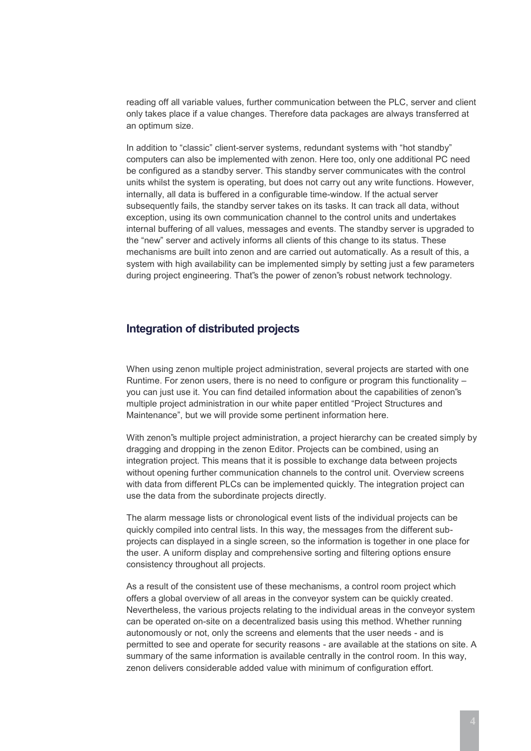reading off all variable values, further communication between the PLC, server and client only takes place if a value changes. Therefore data packages are always transferred at an optimum size.

In addition to "classic" client-server systems, redundant systems with "hot standby" computers can also be implemented with zenon. Here too, only one additional PC need be configured as a standby server. This standby server communicates with the control units whilst the system is operating, but does not carry out any write functions. However, internally, all data is buffered in a configurable time-window. If the actual server subsequently fails, the standby server takes on its tasks. It can track all data, without exception, using its own communication channel to the control units and undertakes internal buffering of all values, messages and events. The standby server is upgraded to the "new" server and actively informs all clients of this change to its status. These mechanisms are built into zenon and are carried out automatically. As a result of this, a system with high availability can be implemented simply by setting just a few parameters during project engineering. That"s the power of zenon"s robust network technology.

## Integration of distributed projects

When using zenon multiple project administration, several projects are started with one Runtime. For zenon users, there is no need to configure or program this functionality – you can just use it. You can find detailed information about the capabilities of zenon"s multiple project administration in our white paper entitled "Project Structures and Maintenance", but we will provide some pertinent information here.

With zenon"s multiple project administration, a project hierarchy can be created simply by dragging and dropping in the zenon Editor. Projects can be combined, using an integration project. This means that it is possible to exchange data between projects without opening further communication channels to the control unit. Overview screens with data from different PLCs can be implemented quickly. The integration project can use the data from the subordinate projects directly.

The alarm message lists or chronological event lists of the individual projects can be quickly compiled into central lists. In this way, the messages from the different sub-projects can displayed in a single screen, so the information is together in one place for the user. A uniform display and comprehensive sorting and filtering options ensure consistency throughout all projects.

As a result of the consistent use of these mechanisms, a control room project which offers a global overview of all areas in the conveyor system can be quickly created. Nevertheless, the various projects relating to the individual areas in the conveyor system can be operated on-site on a decentralized basis using this method. Whether running autonomously or not, only the screens and elements that the user needs - and is permitted to see and operate for security reasons - are available at the stations on site. A summary of the same information is available centrally in the control room. In this way, zenon delivers considerable added value with minimum of configuration effort.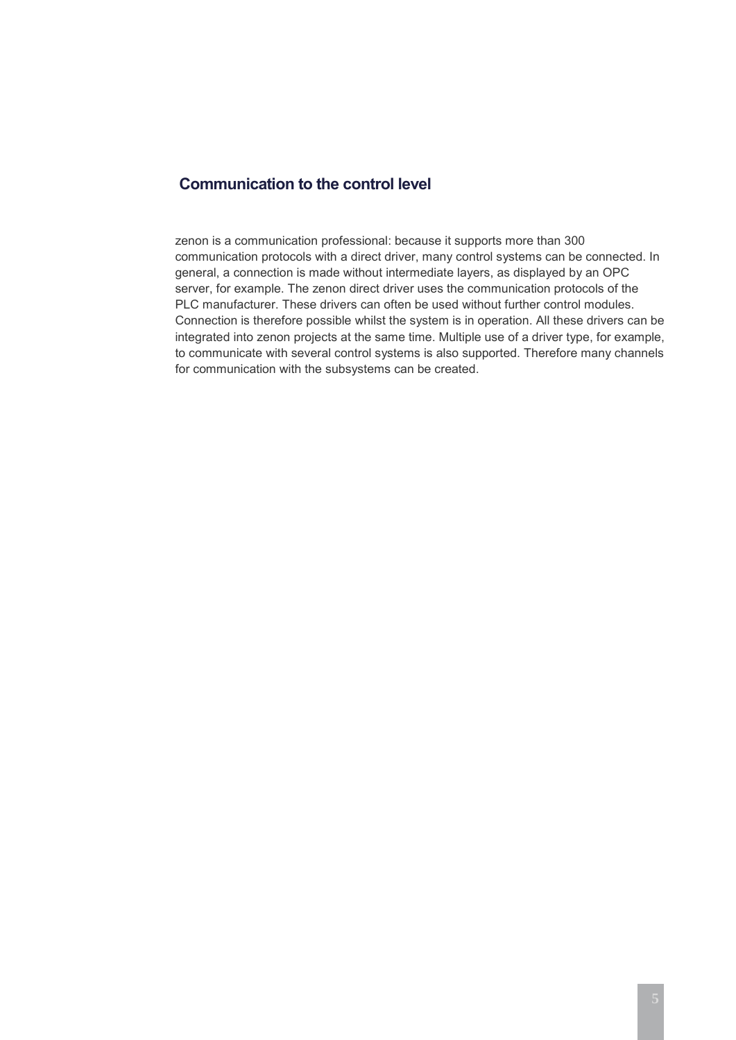## Communication to the control level

zenon is a communication professional: because it supports more than 300 communication protocols with a direct driver, many control systems can be connected. In general, a connection is made without intermediate layers, as displayed by an OPC server, for example. The zenon direct driver uses the communication protocols of the PLC manufacturer. These drivers can often be used without further control modules. Connection is therefore possible whilst the system is in operation. All these drivers can be integrated into zenon projects at the same time. Multiple use of a driver type, for example, to communicate with several control systems is also supported. Therefore many channels for communication with the subsystems can be created.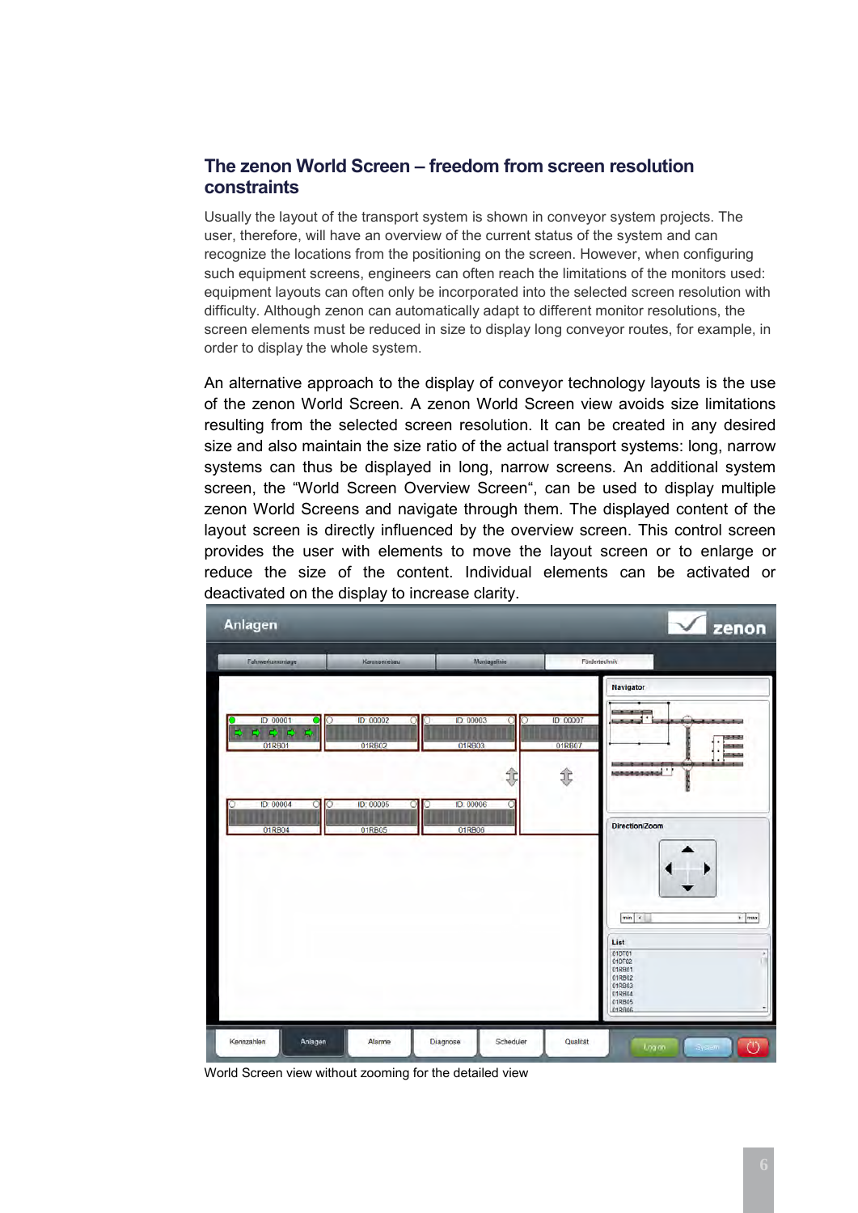## The zenon World Screen – freedom from screen resolution constraints

Usually the layout of the transport system is shown in conveyor system projects. The user, therefore, will have an overview of the current status of the system and can recognize the locations from the positioning on the screen. However, when configuring such equipment screens, engineers can often reach the limitations of the monitors used: equipment layouts can often only be incorporated into the selected screen resolution with difficulty. Although zenon can automatically adapt to different monitor resolutions, the screen elements must be reduced in size to display long conveyor routes, for example, in order to display the whole system.

An alternative approach to the display of conveyor technology layouts is the use of the zenon World Screen. A zenon World Screen view avoids size limitations resulting from the selected screen resolution. It can be created in any desired size and also maintain the size ratio of the actual transport systems: long, narrow systems can thus be displayed in long, narrow screens. An additional system screen, the "World Screen Overview Screen", can be used to display multiple zenon World Screens and navigate through them. The displayed content of the layout screen is directly influenced by the overview screen. This control screen provides the user with elements to move the layout screen or to enlarge or reduce the size of the content. Individual elements can be activated or deactivated on the display to increase clarity.

World Screen view without zooming for the detailed view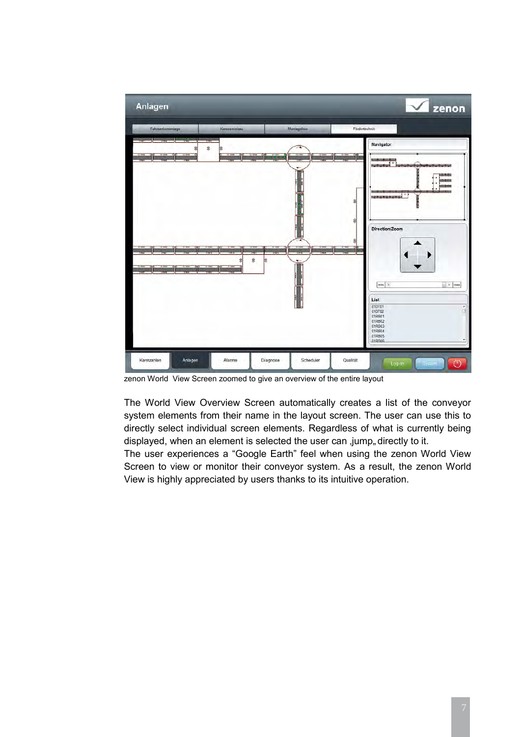zenon World  View Screen zoomed to give an overview of the entire layout

The World View Overview Screen automatically creates a list of the conveyor system elements from their name in the layout screen. The user can use this to directly select individual screen elements. Regardless of what is currently being displayed, when an element is selected the user can ‚jump„ directly to it.
The user experiences a “Google Earth” feel when using the zenon World View Screen to view or monitor their conveyor system. As a result, the zenon World View is highly appreciated by users thanks to its intuitive operation.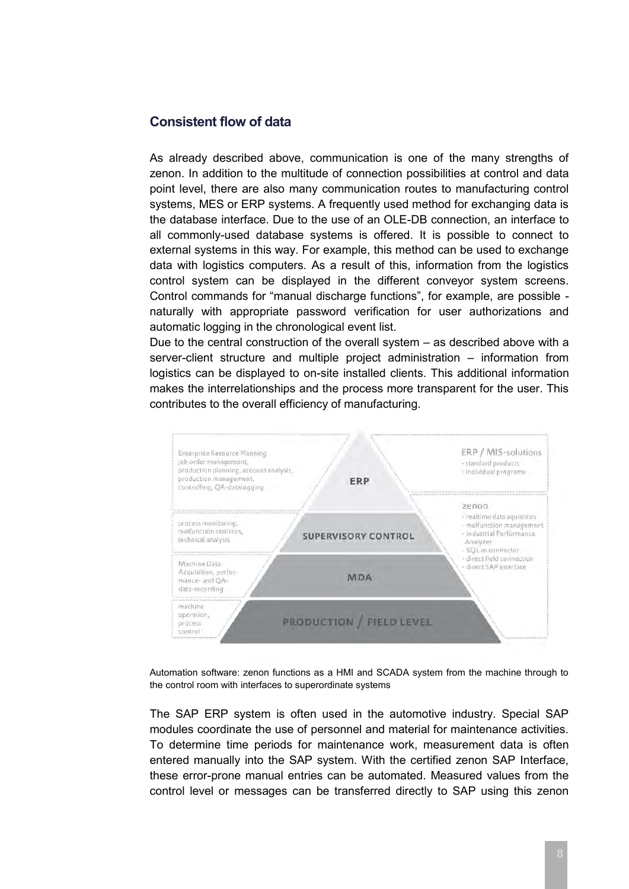## Consistent flow of data

As already described above, communication is one of the many strengths of zenon. In addition to the multitude of connection possibilities at control and data point level, there are also many communication routes to manufacturing control systems, MES or ERP systems. A frequently used method for exchanging data is the database interface. Due to the use of an OLE-DB connection, an interface to all commonly-used database systems is offered. It is possible to connect to external systems in this way. For example, this method can be used to exchange data with logistics computers. As a result of this, information from the logistics control system can be displayed in the different conveyor system screens. Control commands for "manual discharge functions", for example, are possible - naturally with appropriate password verification for user authorizations and automatic logging in the chronological event list.

Due to the central construction of the overall system – as described above with a server-client structure and multiple project administration – information from logistics can be displayed to on-site installed clients. This additional information makes the interrelationships and the process more transparent for the user. This contributes to the overall efficiency of manufacturing.

Automation software: zenon functions as a HMI and SCADA system from the machine through to the control room with interfaces to superordinate systems

The SAP ERP system is often used in the automotive industry. Special SAP modules coordinate the use of personnel and material for maintenance activities. To determine time periods for maintenance work, measurement data is often entered manually into the SAP system. With the certified zenon SAP Interface, these error-prone manual entries can be automated. Measured values from the control level or messages can be transferred directly to SAP using this zenon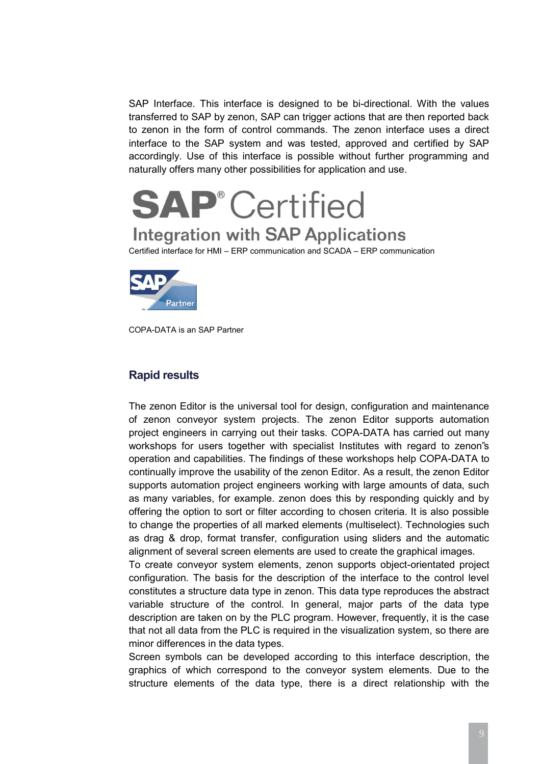SAP Interface. This interface is designed to be bi-directional. With the values transferred to SAP by zenon, SAP can trigger actions that are then reported back to zenon in the form of control commands. The zenon interface uses a direct interface to the SAP system and was tested, approved and certified by SAP accordingly. Use of this interface is possible without further programming and naturally offers many other possibilities for application and use.

SAP® Certified

Integration with SAP Applications

Certified interface for HMI – ERP communication and SCADA – ERP communication

SAP Partner

COPA-DATA is an SAP Partner

## Rapid results

The zenon Editor is the universal tool for design, configuration and maintenance of zenon conveyor system projects. The zenon Editor supports automation project engineers in carrying out their tasks. COPA-DATA has carried out many workshops for users together with specialist Institutes with regard to zenon"s operation and capabilities. The findings of these workshops help COPA-DATA to continually improve the usability of the zenon Editor. As a result, the zenon Editor supports automation project engineers working with large amounts of data, such as many variables, for example. zenon does this by responding quickly and by offering the option to sort or filter according to chosen criteria. It is also possible to change the properties of all marked elements (multiselect). Technologies such as drag & drop, format transfer, configuration using sliders and the automatic alignment of several screen elements are used to create the graphical images.

To create conveyor system elements, zenon supports object-orientated project configuration. The basis for the description of the interface to the control level constitutes a structure data type in zenon. This data type reproduces the abstract variable structure of the control. In general, major parts of the data type description are taken on by the PLC program. However, frequently, it is the case that not all data from the PLC is required in the visualization system, so there are minor differences in the data types.

Screen symbols can be developed according to this interface description, the graphics of which correspond to the conveyor system elements. Due to the structure elements of the data type, there is a direct relationship with the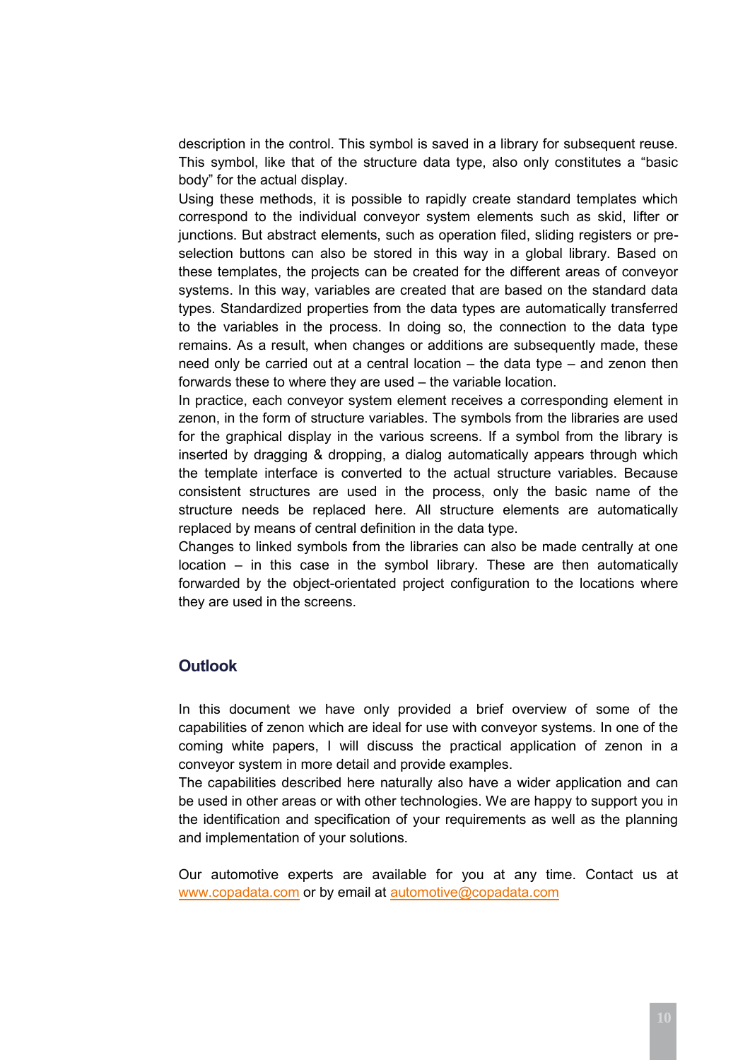description in the control. This symbol is saved in a library for subsequent reuse. This symbol, like that of the structure data type, also only constitutes a “basic body” for the actual display.

Using these methods, it is possible to rapidly create standard templates which correspond to the individual conveyor system elements such as skid, lifter or junctions. But abstract elements, such as operation filed, sliding registers or pre-selection buttons can also be stored in this way in a global library. Based on these templates, the projects can be created for the different areas of conveyor systems. In this way, variables are created that are based on the standard data types. Standardized properties from the data types are automatically transferred to the variables in the process. In doing so, the connection to the data type remains. As a result, when changes or additions are subsequently made, these need only be carried out at a central location – the data type – and zenon then forwards these to where they are used – the variable location.

In practice, each conveyor system element receives a corresponding element in zenon, in the form of structure variables. The symbols from the libraries are used for the graphical display in the various screens. If a symbol from the library is inserted by dragging & dropping, a dialog automatically appears through which the template interface is converted to the actual structure variables. Because consistent structures are used in the process, only the basic name of the structure needs be replaced here. All structure elements are automatically replaced by means of central definition in the data type.

Changes to linked symbols from the libraries can also be made centrally at one location – in this case in the symbol library. These are then automatically forwarded by the object-orientated project configuration to the locations where they are used in the screens.

## Outlook

In this document we have only provided a brief overview of some of the capabilities of zenon which are ideal for use with conveyor systems. In one of the coming white papers, I will discuss the practical application of zenon in a conveyor system in more detail and provide examples.

The capabilities described here naturally also have a wider application and can be used in other areas or with other technologies. We are happy to support you in the identification and specification of your requirements as well as the planning and implementation of your solutions.

Our automotive experts are available for you at any time. Contact us at www.copadata.com or by email at automotive@copadata.com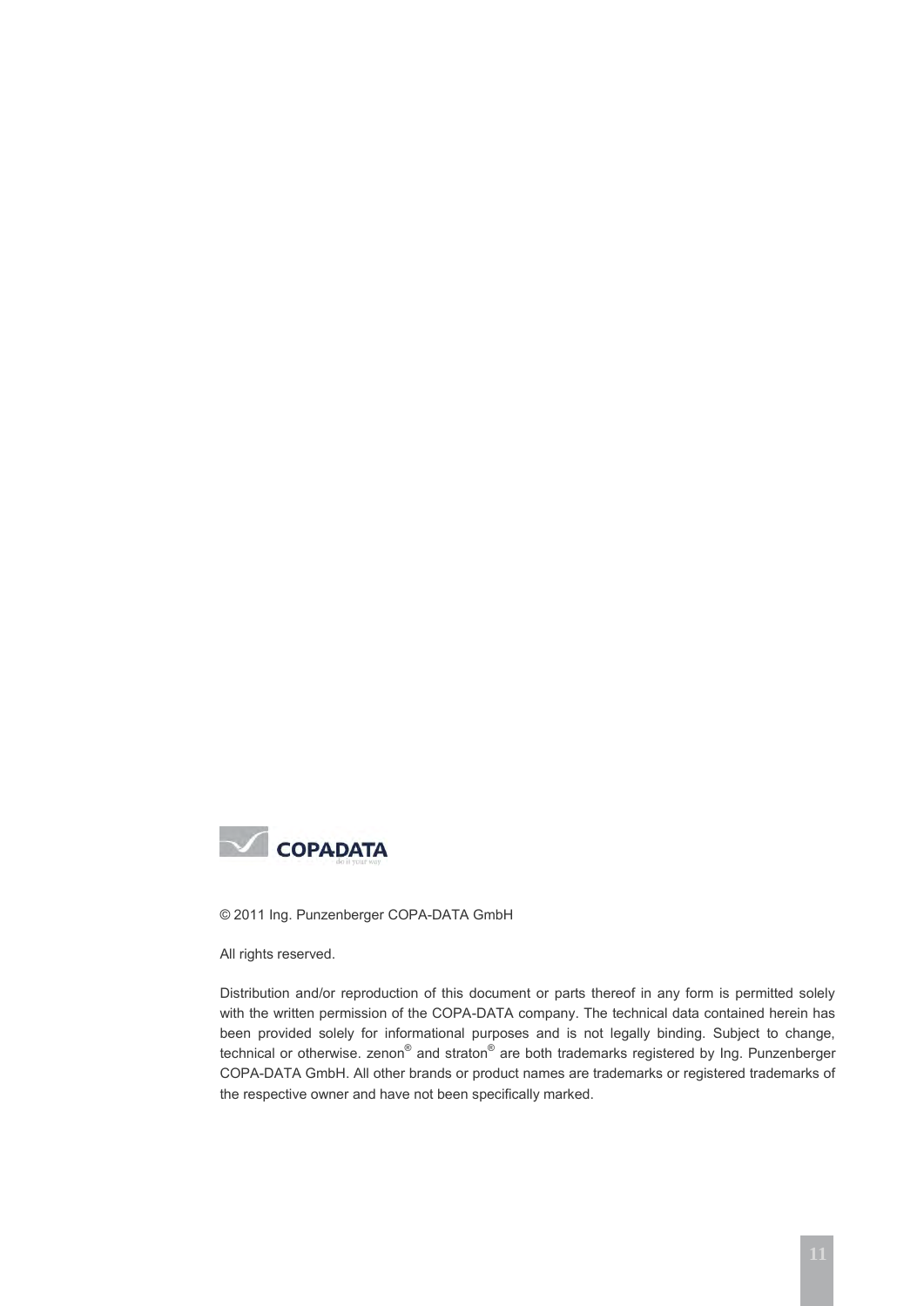© 2011 Ing. Punzenberger COPA-DATA GmbH

All rights reserved.

Distribution and/or reproduction of this document or parts thereof in any form is permitted solely with the written permission of the COPA-DATA company. The technical data contained herein has been provided solely for informational purposes and is not legally binding. Subject to change, technical or otherwise. zenon® and straton® are both trademarks registered by Ing. Punzenberger COPA-DATA GmbH. All other brands or product names are trademarks or registered trademarks of the respective owner and have not been specifically marked.